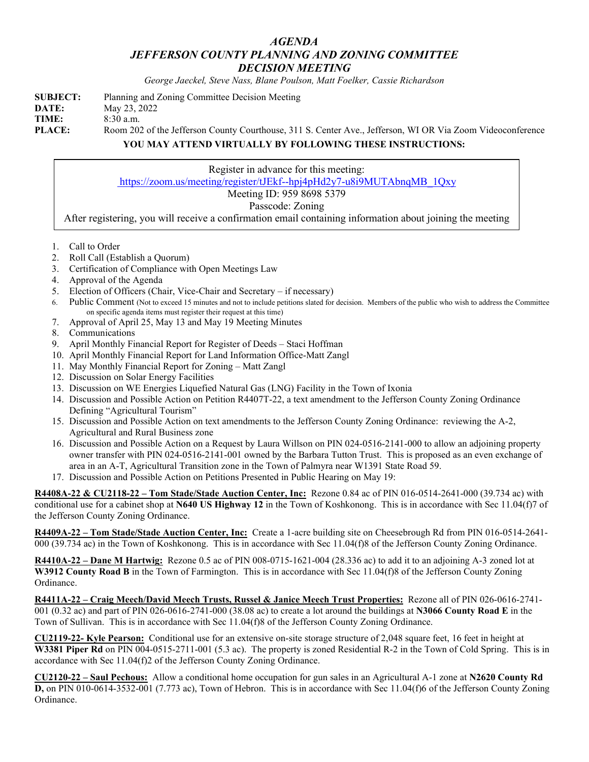# *AGENDA*
# *JEFFERSON COUNTY PLANNING AND ZONING COMMITTEE*
# *DECISION MEETING*

*George Jaeckel, Steve Nass, Blane Poulson, Matt Foelker, Cassie Richardson*

**SUBJECT:** Planning and Zoning Committee Decision Meeting
**DATE:** May 23, 2022
**TIME:** 8:30 a.m.
**PLACE:** Room 202 of the Jefferson County Courthouse, 311 S. Center Ave., Jefferson, WI OR Via Zoom Videoconference

**YOU MAY ATTEND VIRTUALLY BY FOLLOWING THESE INSTRUCTIONS:**

> Register in advance for this meeting:
> https://zoom.us/meeting/register/tJEkf--hpj4pHd2y7-u8i9MUTAbnqMB_1Qxy
> Meeting ID: 959 8698 5379
> Passcode: Zoning
> After registering, you will receive a confirmation email containing information about joining the meeting

1. Call to Order
2. Roll Call (Establish a Quorum)
3. Certification of Compliance with Open Meetings Law
4. Approval of the Agenda
5. Election of Officers (Chair, Vice-Chair and Secretary – if necessary)
6. Public Comment (Not to exceed 15 minutes and not to include petitions slated for decision. Members of the public who wish to address the Committee on specific agenda items must register their request at this time)
7. Approval of April 25, May 13 and May 19 Meeting Minutes
8. Communications
9. April Monthly Financial Report for Register of Deeds – Staci Hoffman
10. April Monthly Financial Report for Land Information Office-Matt Zangl
11. May Monthly Financial Report for Zoning – Matt Zangl
12. Discussion on Solar Energy Facilities
13. Discussion on WE Energies Liquefied Natural Gas (LNG) Facility in the Town of Ixonia
14. Discussion and Possible Action on Petition R4407T-22, a text amendment to the Jefferson County Zoning Ordinance Defining "Agricultural Tourism"
15. Discussion and Possible Action on text amendments to the Jefferson County Zoning Ordinance: reviewing the A-2, Agricultural and Rural Business zone
16. Discussion and Possible Action on a Request by Laura Willson on PIN 024-0516-2141-000 to allow an adjoining property owner transfer with PIN 024-0516-2141-001 owned by the Barbara Tutton Trust. This is proposed as an even exchange of area in an A-T, Agricultural Transition zone in the Town of Palmyra near W1391 State Road 59.
17. Discussion and Possible Action on Petitions Presented in Public Hearing on May 19:

**R4408A-22 & CU2118-22 – Tom Stade/Stade Auction Center, Inc:** Rezone 0.84 ac of PIN 016-0514-2641-000 (39.734 ac) with conditional use for a cabinet shop at **N640 US Highway 12** in the Town of Koshkonong. This is in accordance with Sec 11.04(f)7 of the Jefferson County Zoning Ordinance.

**R4409A-22 – Tom Stade/Stade Auction Center, Inc:** Create a 1-acre building site on Cheesebrough Rd from PIN 016-0514-2641-000 (39.734 ac) in the Town of Koshkonong. This is in accordance with Sec 11.04(f)8 of the Jefferson County Zoning Ordinance.

**R4410A-22 – Dane M Hartwig:** Rezone 0.5 ac of PIN 008-0715-1621-004 (28.336 ac) to add it to an adjoining A-3 zoned lot at **W3912 County Road B** in the Town of Farmington. This is in accordance with Sec 11.04(f)8 of the Jefferson County Zoning Ordinance.

**R4411A-22 – Craig Meech/David Meech Trusts, Russel & Janice Meech Trust Properties:** Rezone all of PIN 026-0616-2741-001 (0.32 ac) and part of PIN 026-0616-2741-000 (38.08 ac) to create a lot around the buildings at **N3066 County Road E** in the Town of Sullivan. This is in accordance with Sec 11.04(f)8 of the Jefferson County Zoning Ordinance.

**CU2119-22- Kyle Pearson:** Conditional use for an extensive on-site storage structure of 2,048 square feet, 16 feet in height at **W3381 Piper Rd** on PIN 004-0515-2711-001 (5.3 ac). The property is zoned Residential R-2 in the Town of Cold Spring. This is in accordance with Sec 11.04(f)2 of the Jefferson County Zoning Ordinance.

**CU2120-22 – Saul Pechous:** Allow a conditional home occupation for gun sales in an Agricultural A-1 zone at **N2620 County Rd D,** on PIN 010-0614-3532-001 (7.773 ac), Town of Hebron. This is in accordance with Sec 11.04(f)6 of the Jefferson County Zoning Ordinance.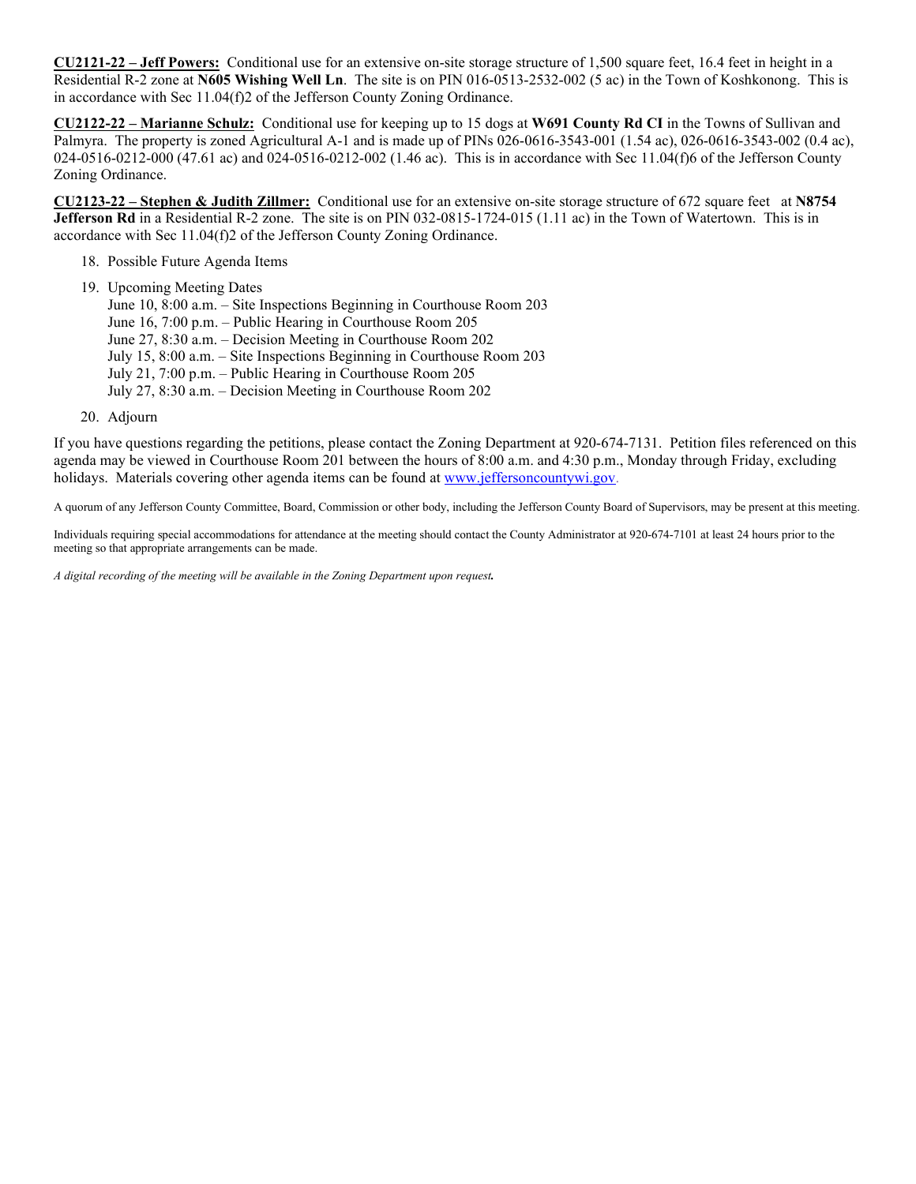**<u>CU2121-22 – Jeff Powers:</u>** Conditional use for an extensive on-site storage structure of 1,500 square feet, 16.4 feet in height in a Residential R-2 zone at **N605 Wishing Well Ln**. The site is on PIN 016-0513-2532-002 (5 ac) in the Town of Koshkonong. This is in accordance with Sec 11.04(f)2 of the Jefferson County Zoning Ordinance.

**<u>CU2122-22 – Marianne Schulz:</u>** Conditional use for keeping up to 15 dogs at **W691 County Rd CI** in the Towns of Sullivan and Palmyra. The property is zoned Agricultural A-1 and is made up of PINs 026-0616-3543-001 (1.54 ac), 026-0616-3543-002 (0.4 ac), 024-0516-0212-000 (47.61 ac) and 024-0516-0212-002 (1.46 ac). This is in accordance with Sec 11.04(f)6 of the Jefferson County Zoning Ordinance.

**<u>CU2123-22 – Stephen & Judith Zillmer:</u>** Conditional use for an extensive on-site storage structure of 672 square feet at **N8754 Jefferson Rd** in a Residential R-2 zone. The site is on PIN 032-0815-1724-015 (1.11 ac) in the Town of Watertown. This is in accordance with Sec 11.04(f)2 of the Jefferson County Zoning Ordinance.

18. Possible Future Agenda Items
19. Upcoming Meeting Dates
    June 10, 8:00 a.m. – Site Inspections Beginning in Courthouse Room 203
    June 16, 7:00 p.m. – Public Hearing in Courthouse Room 205
    June 27, 8:30 a.m. – Decision Meeting in Courthouse Room 202
    July 15, 8:00 a.m. – Site Inspections Beginning in Courthouse Room 203
    July 21, 7:00 p.m. – Public Hearing in Courthouse Room 205
    July 27, 8:30 a.m. – Decision Meeting in Courthouse Room 202
20. Adjourn

If you have questions regarding the petitions, please contact the Zoning Department at 920-674-7131. Petition files referenced on this agenda may be viewed in Courthouse Room 201 between the hours of 8:00 a.m. and 4:30 p.m., Monday through Friday, excluding holidays. Materials covering other agenda items can be found at www.jeffersoncountywi.gov.

A quorum of any Jefferson County Committee, Board, Commission or other body, including the Jefferson County Board of Supervisors, may be present at this meeting.

Individuals requiring special accommodations for attendance at the meeting should contact the County Administrator at 920-674-7101 at least 24 hours prior to the meeting so that appropriate arrangements can be made.

*A digital recording of the meeting will be available in the Zoning Department upon request.*